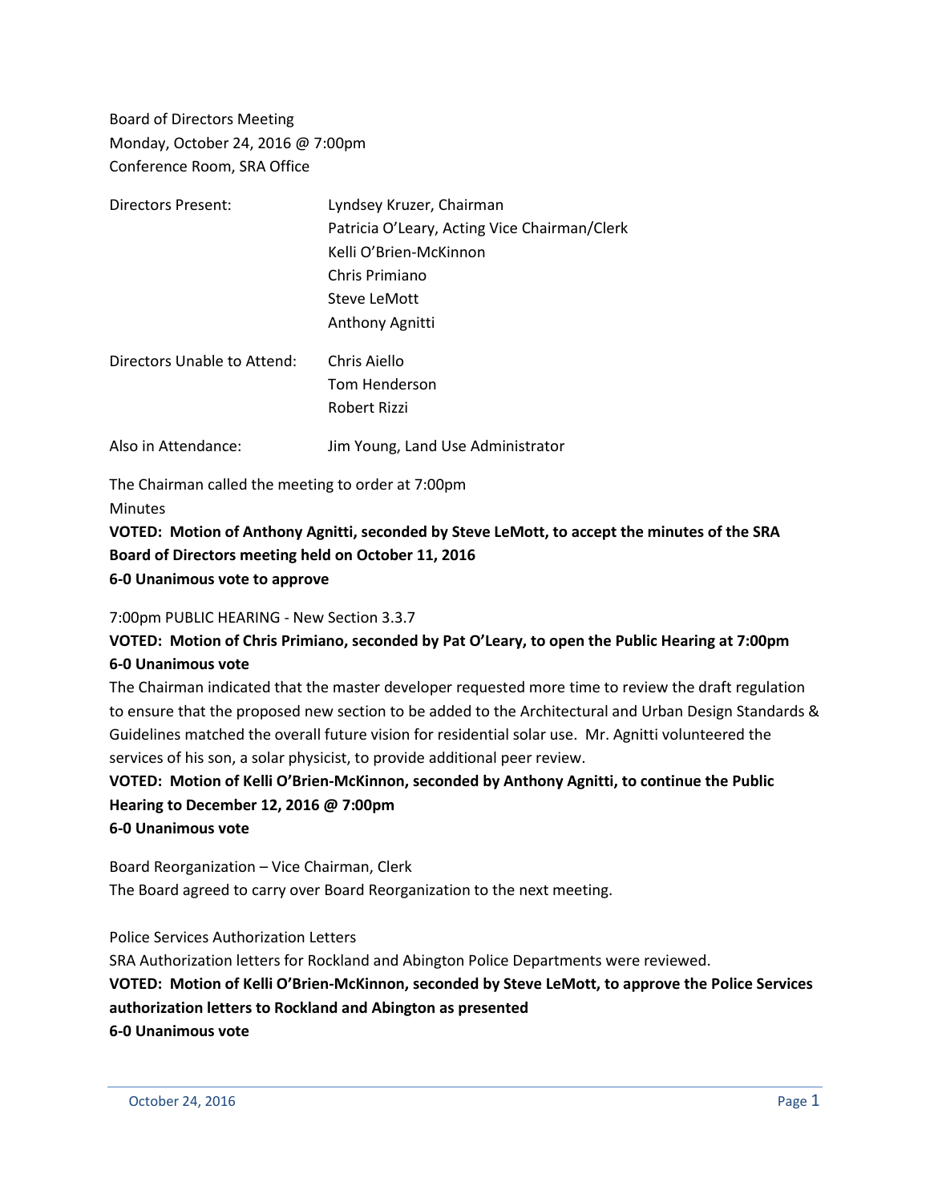Board of Directors Meeting
Monday, October 24, 2016 @ 7:00pm
Conference Room, SRA Office

| | |
|---|---|
| Directors Present: | Lyndsey Kruzer, Chairman<br>Patricia O'Leary, Acting Vice Chairman/Clerk<br>Kelli O'Brien-McKinnon<br>Chris Primiano<br>Steve LeMott<br>Anthony Agnitti |
| Directors Unable to Attend: | Chris Aiello<br>Tom Henderson<br>Robert Rizzi |
| Also in Attendance: | Jim Young, Land Use Administrator |

The Chairman called the meeting to order at 7:00pm

Minutes

**VOTED: Motion of Anthony Agnitti, seconded by Steve LeMott, to accept the minutes of the SRA Board of Directors meeting held on October 11, 2016**
**6-0 Unanimous vote to approve**

7:00pm PUBLIC HEARING - New Section 3.3.7

**VOTED: Motion of Chris Primiano, seconded by Pat O'Leary, to open the Public Hearing at 7:00pm**
**6-0 Unanimous vote**

The Chairman indicated that the master developer requested more time to review the draft regulation to ensure that the proposed new section to be added to the Architectural and Urban Design Standards & Guidelines matched the overall future vision for residential solar use. Mr. Agnitti volunteered the services of his son, a solar physicist, to provide additional peer review.

**VOTED: Motion of Kelli O'Brien-McKinnon, seconded by Anthony Agnitti, to continue the Public Hearing to December 12, 2016 @ 7:00pm**
**6-0 Unanimous vote**

Board Reorganization – Vice Chairman, Clerk

The Board agreed to carry over Board Reorganization to the next meeting.

Police Services Authorization Letters

SRA Authorization letters for Rockland and Abington Police Departments were reviewed.

**VOTED: Motion of Kelli O'Brien-McKinnon, seconded by Steve LeMott, to approve the Police Services authorization letters to Rockland and Abington as presented**
**6-0 Unanimous vote**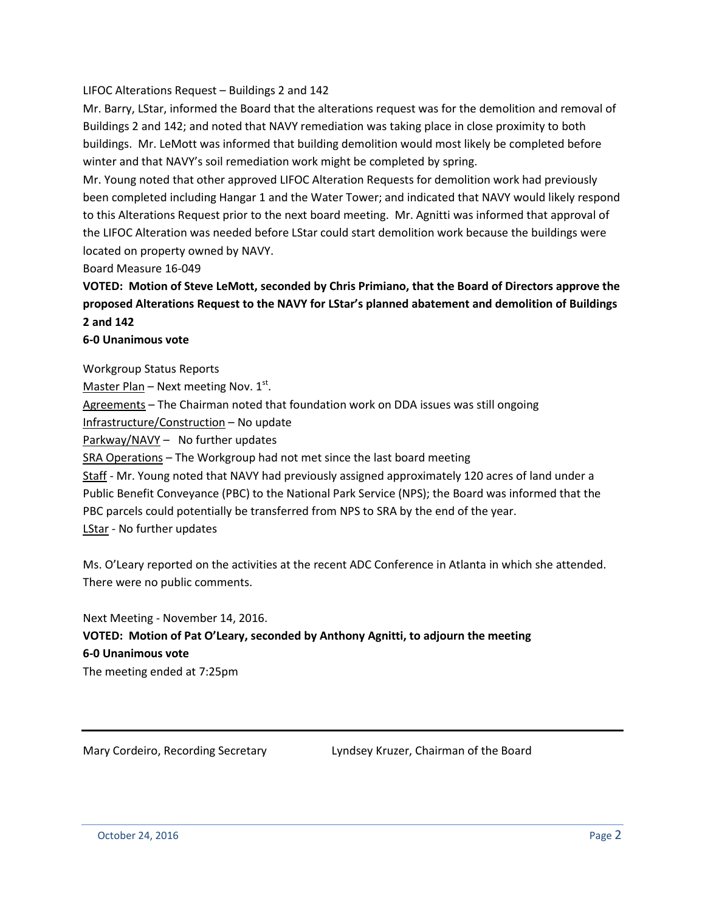LIFOC Alterations Request – Buildings 2 and 142

Mr. Barry, LStar, informed the Board that the alterations request was for the demolition and removal of Buildings 2 and 142; and noted that NAVY remediation was taking place in close proximity to both buildings. Mr. LeMott was informed that building demolition would most likely be completed before winter and that NAVY's soil remediation work might be completed by spring.

Mr. Young noted that other approved LIFOC Alteration Requests for demolition work had previously been completed including Hangar 1 and the Water Tower; and indicated that NAVY would likely respond to this Alterations Request prior to the next board meeting. Mr. Agnitti was informed that approval of the LIFOC Alteration was needed before LStar could start demolition work because the buildings were located on property owned by NAVY.

Board Measure 16-049

**VOTED: Motion of Steve LeMott, seconded by Chris Primiano, that the Board of Directors approve the proposed Alterations Request to the NAVY for LStar's planned abatement and demolition of Buildings 2 and 142**

**6-0 Unanimous vote**

Workgroup Status Reports

Master Plan – Next meeting Nov. 1st.

Agreements – The Chairman noted that foundation work on DDA issues was still ongoing

Infrastructure/Construction – No update

Parkway/NAVY – No further updates

SRA Operations – The Workgroup had not met since the last board meeting

Staff - Mr. Young noted that NAVY had previously assigned approximately 120 acres of land under a Public Benefit Conveyance (PBC) to the National Park Service (NPS); the Board was informed that the PBC parcels could potentially be transferred from NPS to SRA by the end of the year.

LStar - No further updates

Ms. O'Leary reported on the activities at the recent ADC Conference in Atlanta in which she attended. There were no public comments.

Next Meeting - November 14, 2016.

**VOTED: Motion of Pat O'Leary, seconded by Anthony Agnitti, to adjourn the meeting**

**6-0 Unanimous vote**

The meeting ended at 7:25pm

---

Mary Cordeiro, Recording Secretary Lyndsey Kruzer, Chairman of the Board